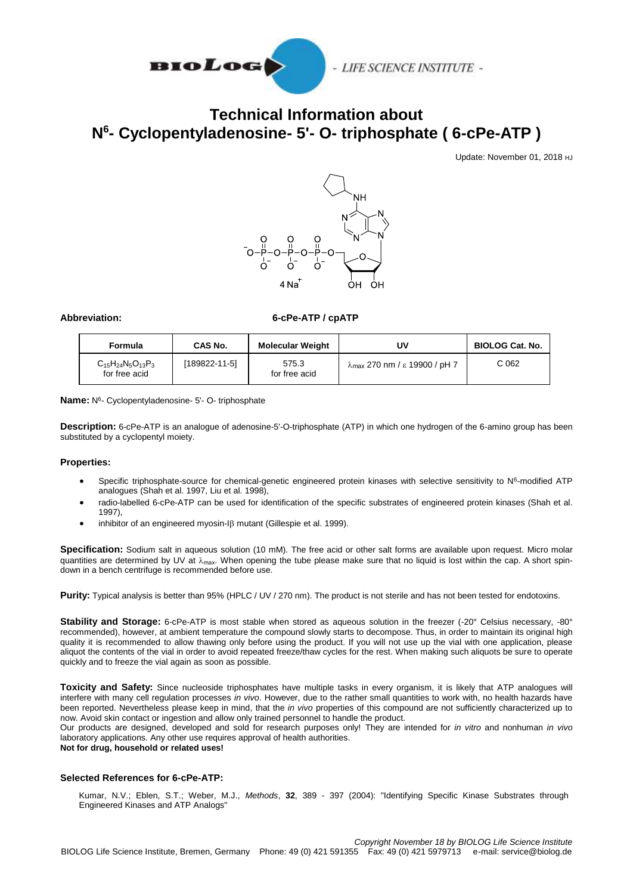# Technical Information about N$^{6}$- Cyclopentyladenosine- 5'- O- triphosphate ( 6-cPe-ATP )

Update: November 01, 2018 HJ

**Abbreviation:** **6-cPe-ATP / cpATP**

| Formula | CAS No. | Molecular Weight | UV | BIOLOG Cat. No. |
|---|---|---|---|---|
| $C_{15}H_{24}N_5O_{13}P_3$ for free acid | [189822-11-5] | 575.3 for free acid | $\lambda_{max}$ 270 nm / $\varepsilon$ 19900 / pH 7 | C 062 |

**Name:** N$^{6}$- Cyclopentyladenosine- 5'- O- triphosphate

**Description:** 6-cPe-ATP is an analogue of adenosine-5'-O-triphosphate (ATP) in which one hydrogen of the 6-amino group has been substituted by a cyclopentyl moiety.

**Properties:**

- Specific triphosphate-source for chemical-genetic engineered protein kinases with selective sensitivity to N$^{6}$-modified ATP analogues (Shah et al. 1997, Liu et al. 1998),
- radio-labelled 6-cPe-ATP can be used for identification of the specific substrates of engineered protein kinases (Shah et al. 1997),
- inhibitor of an engineered myosin-I$\beta$ mutant (Gillespie et al. 1999).

**Specification:** Sodium salt in aqueous solution (10 mM). The free acid or other salt forms are available upon request. Micro molar quantities are determined by UV at $\lambda_{max}$. When opening the tube please make sure that no liquid is lost within the cap. A short spin-down in a bench centrifuge is recommended before use.

**Purity:** Typical analysis is better than 95% (HPLC / UV / 270 nm). The product is not sterile and has not been tested for endotoxins.

**Stability and Storage:** 6-cPe-ATP is most stable when stored as aqueous solution in the freezer (-20° Celsius necessary, -80° recommended), however, at ambient temperature the compound slowly starts to decompose. Thus, in order to maintain its original high quality it is recommended to allow thawing only before using the product. If you will not use up the vial with one application, please aliquot the contents of the vial in order to avoid repeated freeze/thaw cycles for the rest. When making such aliquots be sure to operate quickly and to freeze the vial again as soon as possible.

**Toxicity and Safety:** Since nucleoside triphosphates have multiple tasks in every organism, it is likely that ATP analogues will interfere with many cell regulation processes *in vivo*. However, due to the rather small quantities to work with, no health hazards have been reported. Nevertheless please keep in mind, that the *in vivo* properties of this compound are not sufficiently characterized up to now. Avoid skin contact or ingestion and allow only trained personnel to handle the product.
Our products are designed, developed and sold for research purposes only! They are intended for *in vitro* and nonhuman *in vivo* laboratory applications. Any other use requires approval of health authorities.
**Not for drug, household or related uses!**

### Selected References for 6-cPe-ATP:

Kumar, N.V.; Eblen, S.T.; Weber, M.J., *Methods*, **32**, 389 - 397 (2004): "Identifying Specific Kinase Substrates through Engineered Kinases and ATP Analogs"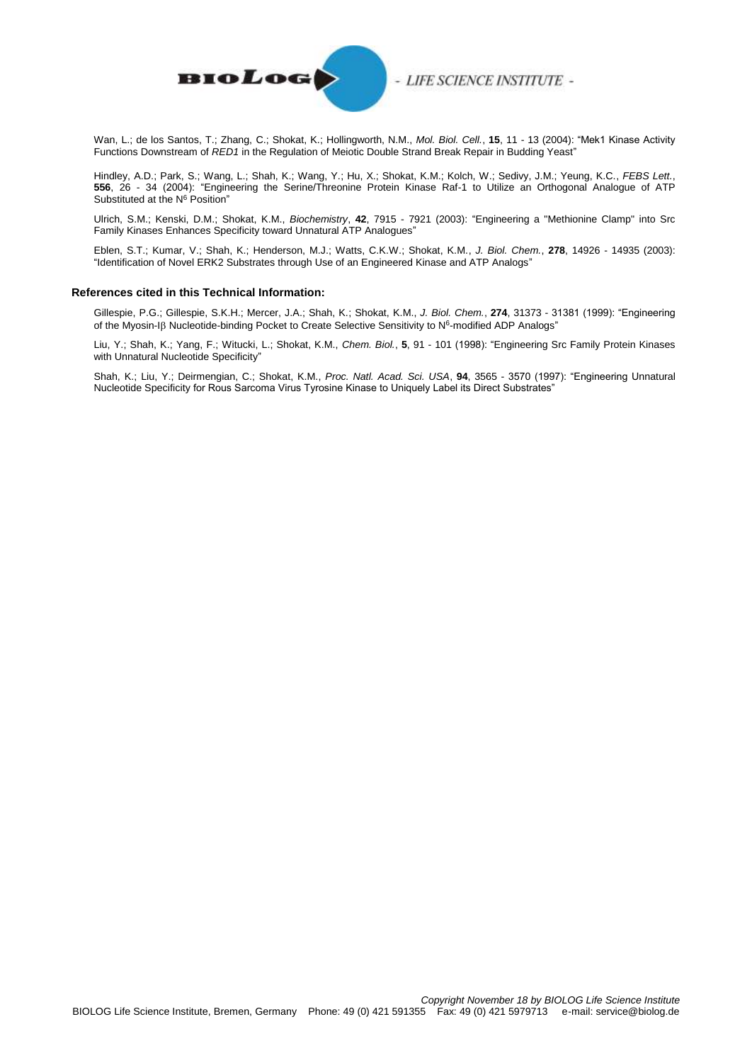Wan, L.; de los Santos, T.; Zhang, C.; Shokat, K.; Hollingworth, N.M., *Mol. Biol. Cell.*, **15**, 11 - 13 (2004): "Mek1 Kinase Activity Functions Downstream of *RED1* in the Regulation of Meiotic Double Strand Break Repair in Budding Yeast"

Hindley, A.D.; Park, S.; Wang, L.; Shah, K.; Wang, Y.; Hu, X.; Shokat, K.M.; Kolch, W.; Sedivy, J.M.; Yeung, K.C., *FEBS Lett.*, **556**, 26 - 34 (2004): "Engineering the Serine/Threonine Protein Kinase Raf-1 to Utilize an Orthogonal Analogue of ATP Substituted at the $N^6$ Position"

Ulrich, S.M.; Kenski, D.M.; Shokat, K.M., *Biochemistry*, **42**, 7915 - 7921 (2003): "Engineering a "Methionine Clamp" into Src Family Kinases Enhances Specificity toward Unnatural ATP Analogues"

Eblen, S.T.; Kumar, V.; Shah, K.; Henderson, M.J.; Watts, C.K.W.; Shokat, K.M., *J. Biol. Chem.*, **278**, 14926 - 14935 (2003): "Identification of Novel ERK2 Substrates through Use of an Engineered Kinase and ATP Analogs"

**References cited in this Technical Information:**

Gillespie, P.G.; Gillespie, S.K.H.; Mercer, J.A.; Shah, K.; Shokat, K.M., *J. Biol. Chem.*, **274**, 31373 - 31381 (1999): "Engineering of the Myosin-Iβ Nucleotide-binding Pocket to Create Selective Sensitivity to $N^6$-modified ADP Analogs"

Liu, Y.; Shah, K.; Yang, F.; Witucki, L.; Shokat, K.M., *Chem. Biol.*, **5**, 91 - 101 (1998): "Engineering Src Family Protein Kinases with Unnatural Nucleotide Specificity"

Shah, K.; Liu, Y.; Deirmengian, C.; Shokat, K.M., *Proc. Natl. Acad. Sci. USA*, **94**, 3565 - 3570 (1997): "Engineering Unnatural Nucleotide Specificity for Rous Sarcoma Virus Tyrosine Kinase to Uniquely Label its Direct Substrates"